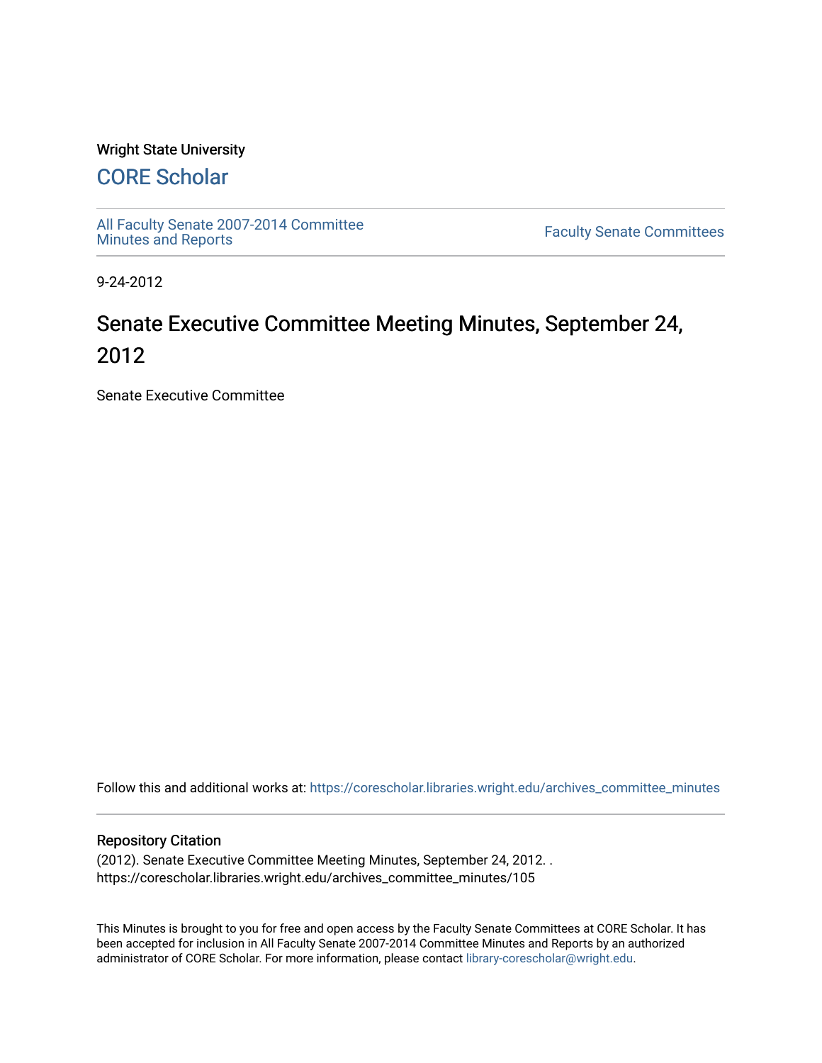Wright State University

# CORE Scholar

All Faculty Senate 2007-2014 Committee Minutes and Reports

Faculty Senate Committees

9-24-2012

# Senate Executive Committee Meeting Minutes, September 24, 2012

Senate Executive Committee

Follow this and additional works at: https://corescholar.libraries.wright.edu/archives_committee_minutes

## Repository Citation

(2012). Senate Executive Committee Meeting Minutes, September 24, 2012. .
https://corescholar.libraries.wright.edu/archives_committee_minutes/105

This Minutes is brought to you for free and open access by the Faculty Senate Committees at CORE Scholar. It has been accepted for inclusion in All Faculty Senate 2007-2014 Committee Minutes and Reports by an authorized administrator of CORE Scholar. For more information, please contact library-corescholar@wright.edu.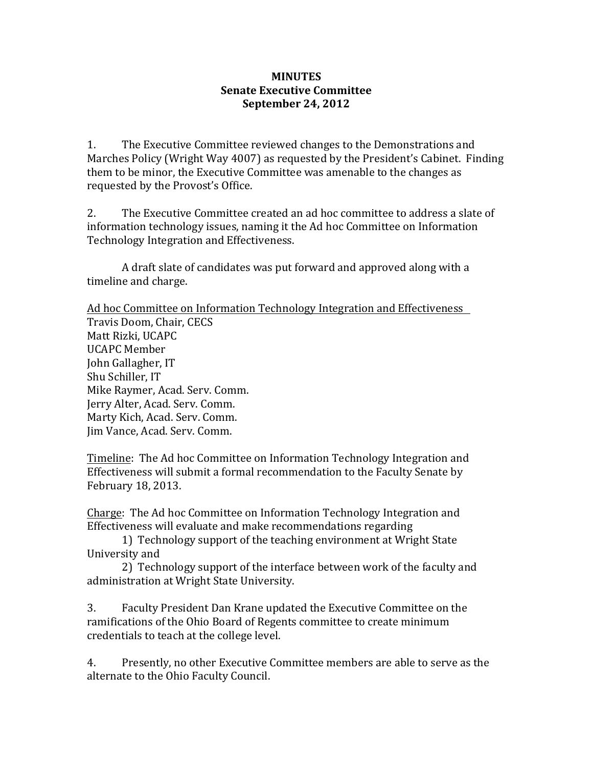**MINUTES**
**Senate Executive Committee**
**September 24, 2012**

1. The Executive Committee reviewed changes to the Demonstrations and Marches Policy (Wright Way 4007) as requested by the President's Cabinet. Finding them to be minor, the Executive Committee was amenable to the changes as requested by the Provost's Office.

2. The Executive Committee created an ad hoc committee to address a slate of information technology issues, naming it the Ad hoc Committee on Information Technology Integration and Effectiveness.

A draft slate of candidates was put forward and approved along with a timeline and charge.

<u>Ad hoc Committee on Information Technology Integration and Effectiveness</u>
Travis Doom, Chair, CECS
Matt Rizki, UCAPC
UCAPC Member
John Gallagher, IT
Shu Schiller, IT
Mike Raymer, Acad. Serv. Comm.
Jerry Alter, Acad. Serv. Comm.
Marty Kich, Acad. Serv. Comm.
Jim Vance, Acad. Serv. Comm.

<u>Timeline</u>: The Ad hoc Committee on Information Technology Integration and Effectiveness will submit a formal recommendation to the Faculty Senate by February 18, 2013.

<u>Charge</u>: The Ad hoc Committee on Information Technology Integration and Effectiveness will evaluate and make recommendations regarding

1) Technology support of the teaching environment at Wright State University and

2) Technology support of the interface between work of the faculty and administration at Wright State University.

3. Faculty President Dan Krane updated the Executive Committee on the ramifications of the Ohio Board of Regents committee to create minimum credentials to teach at the college level.

4. Presently, no other Executive Committee members are able to serve as the alternate to the Ohio Faculty Council.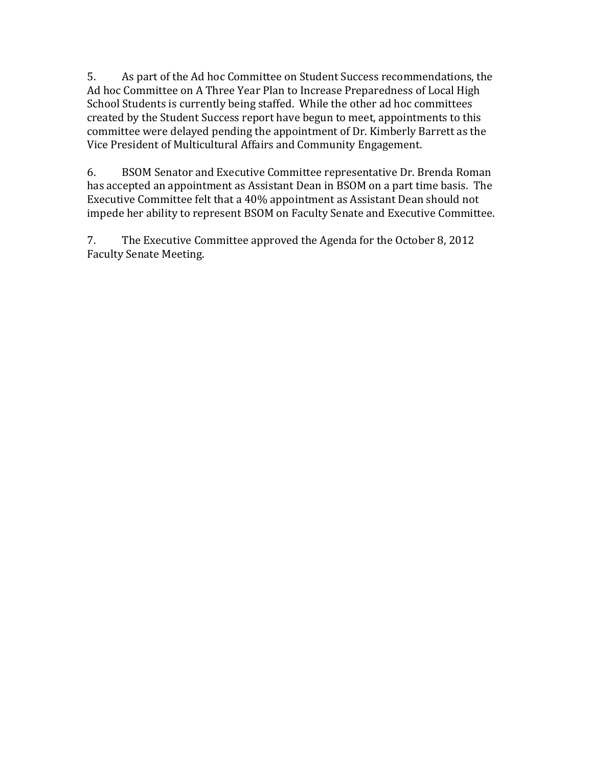5. As part of the Ad hoc Committee on Student Success recommendations, the Ad hoc Committee on A Three Year Plan to Increase Preparedness of Local High School Students is currently being staffed. While the other ad hoc committees created by the Student Success report have begun to meet, appointments to this committee were delayed pending the appointment of Dr. Kimberly Barrett as the Vice President of Multicultural Affairs and Community Engagement.

6. BSOM Senator and Executive Committee representative Dr. Brenda Roman has accepted an appointment as Assistant Dean in BSOM on a part time basis. The Executive Committee felt that a 40% appointment as Assistant Dean should not impede her ability to represent BSOM on Faculty Senate and Executive Committee.

7. The Executive Committee approved the Agenda for the October 8, 2012 Faculty Senate Meeting.